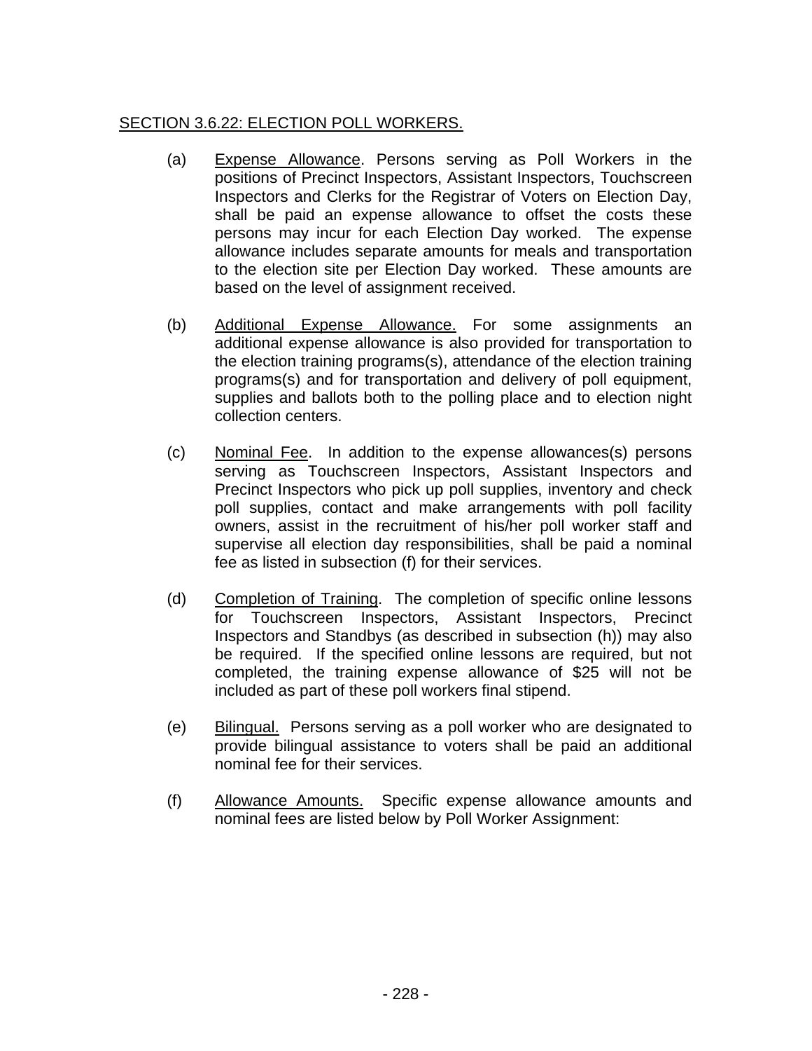## SECTION 3.6.22: ELECTION POLL WORKERS.

(a) Expense Allowance. Persons serving as Poll Workers in the positions of Precinct Inspectors, Assistant Inspectors, Touchscreen Inspectors and Clerks for the Registrar of Voters on Election Day, shall be paid an expense allowance to offset the costs these persons may incur for each Election Day worked. The expense allowance includes separate amounts for meals and transportation to the election site per Election Day worked. These amounts are based on the level of assignment received.

(b) Additional Expense Allowance. For some assignments an additional expense allowance is also provided for transportation to the election training programs(s), attendance of the election training programs(s) and for transportation and delivery of poll equipment, supplies and ballots both to the polling place and to election night collection centers.

(c) Nominal Fee. In addition to the expense allowances(s) persons serving as Touchscreen Inspectors, Assistant Inspectors and Precinct Inspectors who pick up poll supplies, inventory and check poll supplies, contact and make arrangements with poll facility owners, assist in the recruitment of his/her poll worker staff and supervise all election day responsibilities, shall be paid a nominal fee as listed in subsection (f) for their services.

(d) Completion of Training. The completion of specific online lessons for Touchscreen Inspectors, Assistant Inspectors, Precinct Inspectors and Standbys (as described in subsection (h)) may also be required. If the specified online lessons are required, but not completed, the training expense allowance of $25 will not be included as part of these poll workers final stipend.

(e) Bilingual. Persons serving as a poll worker who are designated to provide bilingual assistance to voters shall be paid an additional nominal fee for their services.

(f) Allowance Amounts. Specific expense allowance amounts and nominal fees are listed below by Poll Worker Assignment: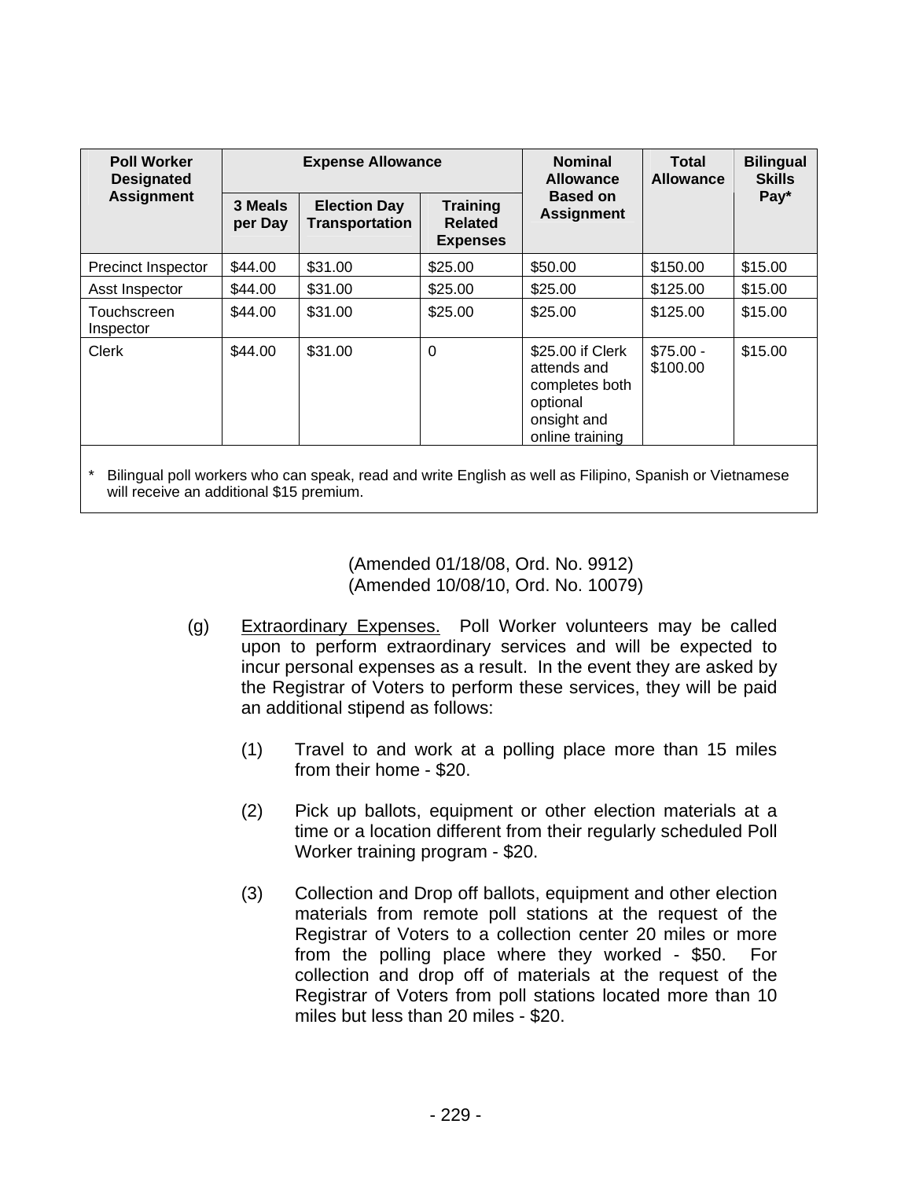| Poll Worker Designated Assignment | Expense Allowance | | | Nominal Allowance Based on Assignment | Total Allowance | Bilingual Skills Pay* |
|---|---|---|---|---|---|---|
| | 3 Meals per Day | Election Day Transportation | Training Related Expenses | | | |
| Precinct Inspector | $44.00 | $31.00 | $25.00 | $50.00 | $150.00 | $15.00 |
| Asst Inspector | $44.00 | $31.00 | $25.00 | $25.00 | $125.00 | $15.00 |
| Touchscreen Inspector | $44.00 | $31.00 | $25.00 | $25.00 | $125.00 | $15.00 |
| Clerk | $44.00 | $31.00 | 0 | $25.00 if Clerk attends and completes both optional onsight and online training | $75.00 - $100.00 | $15.00 |

\* Bilingual poll workers who can speak, read and write English as well as Filipino, Spanish or Vietnamese will receive an additional $15 premium.

(Amended 01/18/08, Ord. No. 9912)
(Amended 10/08/10, Ord. No. 10079)

(g) Extraordinary Expenses. Poll Worker volunteers may be called upon to perform extraordinary services and will be expected to incur personal expenses as a result. In the event they are asked by the Registrar of Voters to perform these services, they will be paid an additional stipend as follows:

(1) Travel to and work at a polling place more than 15 miles from their home - $20.

(2) Pick up ballots, equipment or other election materials at a time or a location different from their regularly scheduled Poll Worker training program - $20.

(3) Collection and Drop off ballots, equipment and other election materials from remote poll stations at the request of the Registrar of Voters to a collection center 20 miles or more from the polling place where they worked - $50. For collection and drop off of materials at the request of the Registrar of Voters from poll stations located more than 10 miles but less than 20 miles - $20.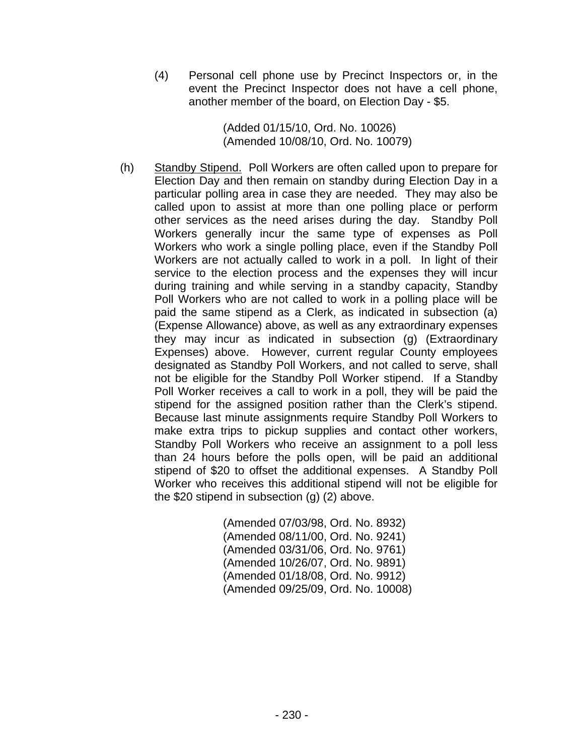(4) Personal cell phone use by Precinct Inspectors or, in the event the Precinct Inspector does not have a cell phone, another member of the board, on Election Day - $5.

(Added 01/15/10, Ord. No. 10026)
(Amended 10/08/10, Ord. No. 10079)

(h) Standby Stipend. Poll Workers are often called upon to prepare for Election Day and then remain on standby during Election Day in a particular polling area in case they are needed. They may also be called upon to assist at more than one polling place or perform other services as the need arises during the day. Standby Poll Workers generally incur the same type of expenses as Poll Workers who work a single polling place, even if the Standby Poll Workers are not actually called to work in a poll. In light of their service to the election process and the expenses they will incur during training and while serving in a standby capacity, Standby Poll Workers who are not called to work in a polling place will be paid the same stipend as a Clerk, as indicated in subsection (a) (Expense Allowance) above, as well as any extraordinary expenses they may incur as indicated in subsection (g) (Extraordinary Expenses) above. However, current regular County employees designated as Standby Poll Workers, and not called to serve, shall not be eligible for the Standby Poll Worker stipend. If a Standby Poll Worker receives a call to work in a poll, they will be paid the stipend for the assigned position rather than the Clerk's stipend. Because last minute assignments require Standby Poll Workers to make extra trips to pickup supplies and contact other workers, Standby Poll Workers who receive an assignment to a poll less than 24 hours before the polls open, will be paid an additional stipend of $20 to offset the additional expenses. A Standby Poll Worker who receives this additional stipend will not be eligible for the $20 stipend in subsection (g) (2) above.

(Amended 07/03/98, Ord. No. 8932)
(Amended 08/11/00, Ord. No. 9241)
(Amended 03/31/06, Ord. No. 9761)
(Amended 10/26/07, Ord. No. 9891)
(Amended 01/18/08, Ord. No. 9912)
(Amended 09/25/09, Ord. No. 10008)